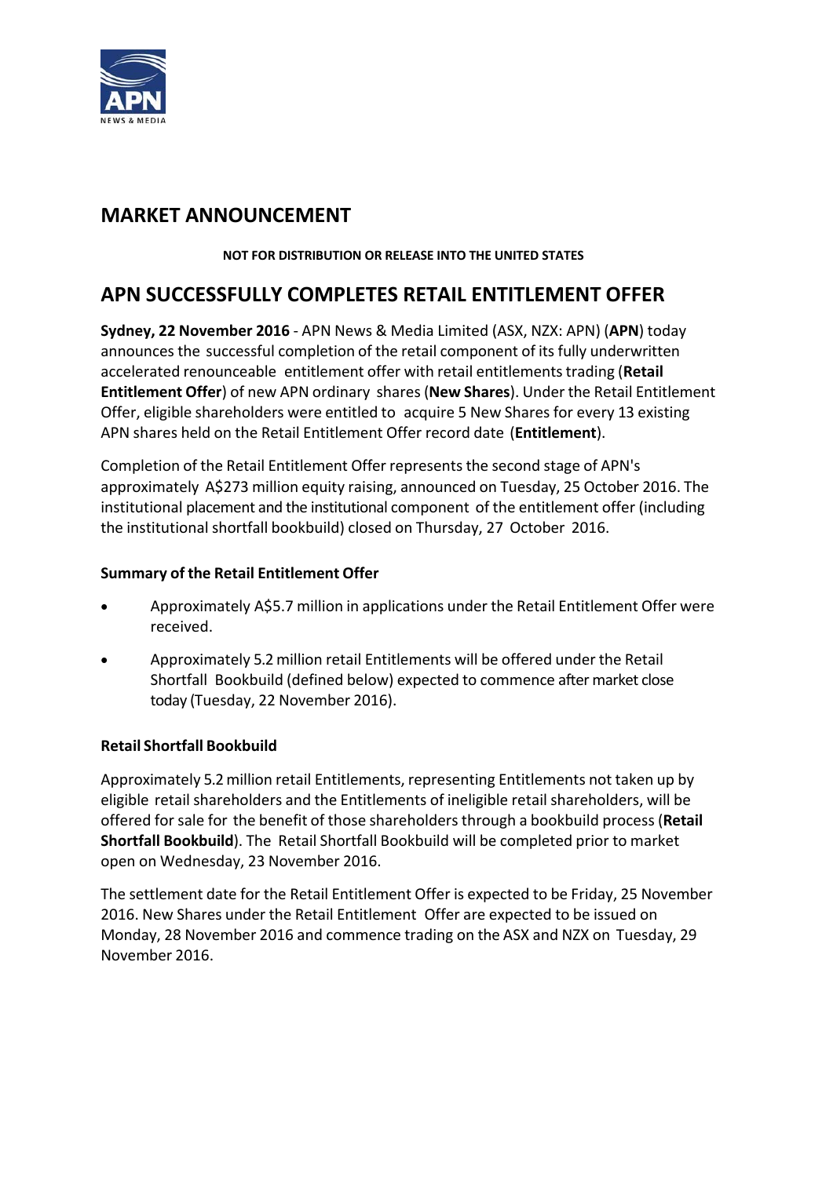# MARKET ANNOUNCEMENT

**NOT FOR DISTRIBUTION OR RELEASE INTO THE UNITED STATES**

## APN SUCCESSFULLY COMPLETES RETAIL ENTITLEMENT OFFER

**Sydney, 22 November 2016** - APN News & Media Limited (ASX, NZX: APN) (**APN**) today announces the successful completion of the retail component of its fully underwritten accelerated renounceable entitlement offer with retail entitlements trading (**Retail Entitlement Offer**) of new APN ordinary shares (**New Shares**). Under the Retail Entitlement Offer, eligible shareholders were entitled to acquire 5 New Shares for every 13 existing APN shares held on the Retail Entitlement Offer record date (**Entitlement**).

Completion of the Retail Entitlement Offer represents the second stage of APN's approximately A$273 million equity raising, announced on Tuesday, 25 October 2016. The institutional placement and the institutional component of the entitlement offer (including the institutional shortfall bookbuild) closed on Thursday, 27 October 2016.

### Summary of the Retail Entitlement Offer

- Approximately A$5.7 million in applications under the Retail Entitlement Offer were received.
- Approximately 5.2 million retail Entitlements will be offered under the Retail Shortfall Bookbuild (defined below) expected to commence after market close today (Tuesday, 22 November 2016).

### Retail Shortfall Bookbuild

Approximately 5.2 million retail Entitlements, representing Entitlements not taken up by eligible retail shareholders and the Entitlements of ineligible retail shareholders, will be offered for sale for the benefit of those shareholders through a bookbuild process (**Retail Shortfall Bookbuild**). The Retail Shortfall Bookbuild will be completed prior to market open on Wednesday, 23 November 2016.

The settlement date for the Retail Entitlement Offer is expected to be Friday, 25 November 2016. New Shares under the Retail Entitlement Offer are expected to be issued on Monday, 28 November 2016 and commence trading on the ASX and NZX on Tuesday, 29 November 2016.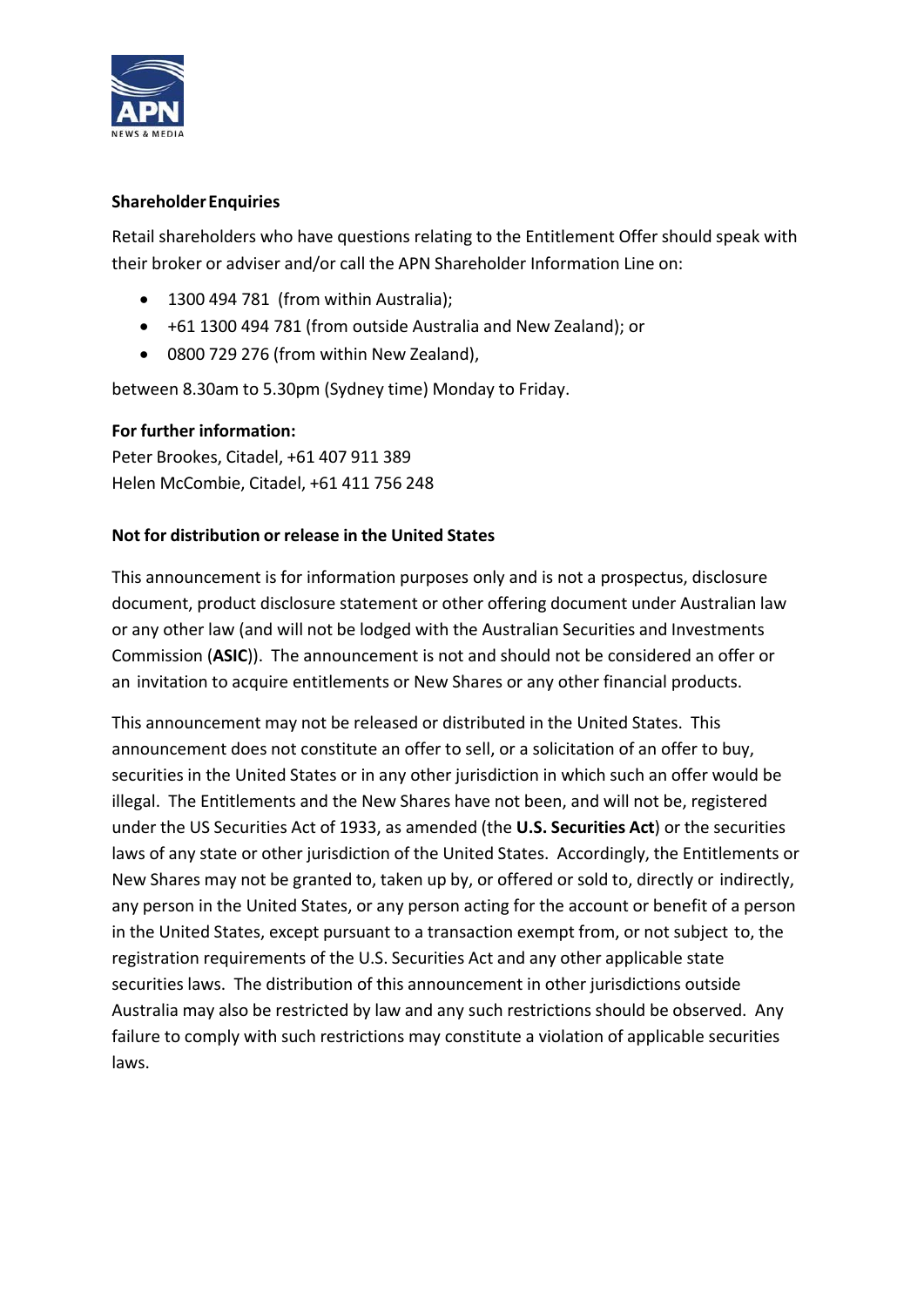**Shareholder Enquiries**

Retail shareholders who have questions relating to the Entitlement Offer should speak with their broker or adviser and/or call the APN Shareholder Information Line on:

- 1300 494 781 (from within Australia);
- +61 1300 494 781 (from outside Australia and New Zealand); or
- 0800 729 276 (from within New Zealand),

between 8.30am to 5.30pm (Sydney time) Monday to Friday.

**For further information:**
Peter Brookes, Citadel, +61 407 911 389
Helen McCombie, Citadel, +61 411 756 248

**Not for distribution or release in the United States**

This announcement is for information purposes only and is not a prospectus, disclosure document, product disclosure statement or other offering document under Australian law or any other law (and will not be lodged with the Australian Securities and Investments Commission (**ASIC**)). The announcement is not and should not be considered an offer or an invitation to acquire entitlements or New Shares or any other financial products.

This announcement may not be released or distributed in the United States. This announcement does not constitute an offer to sell, or a solicitation of an offer to buy, securities in the United States or in any other jurisdiction in which such an offer would be illegal. The Entitlements and the New Shares have not been, and will not be, registered under the US Securities Act of 1933, as amended (the **U.S. Securities Act**) or the securities laws of any state or other jurisdiction of the United States. Accordingly, the Entitlements or New Shares may not be granted to, taken up by, or offered or sold to, directly or indirectly, any person in the United States, or any person acting for the account or benefit of a person in the United States, except pursuant to a transaction exempt from, or not subject to, the registration requirements of the U.S. Securities Act and any other applicable state securities laws. The distribution of this announcement in other jurisdictions outside Australia may also be restricted by law and any such restrictions should be observed. Any failure to comply with such restrictions may constitute a violation of applicable securities laws.